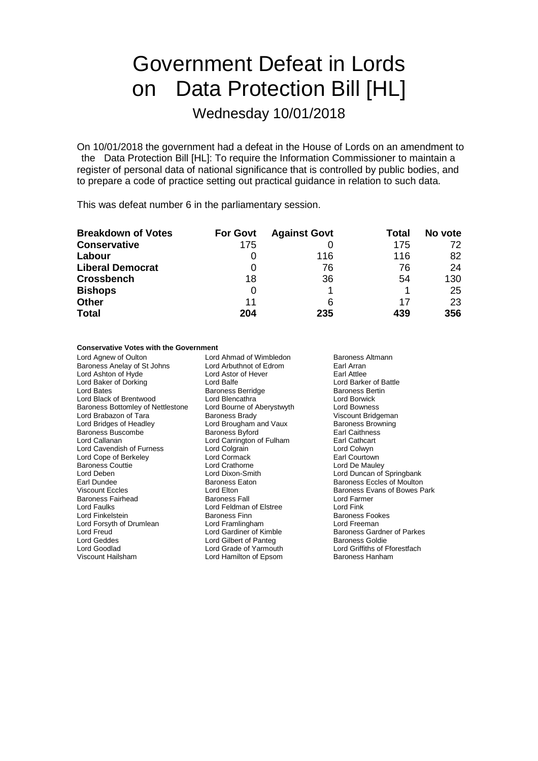# Government Defeat in Lords on Data Protection Bill [HL]

Wednesday 10/01/2018

On 10/01/2018 the government had a defeat in the House of Lords on an amendment to the Data Protection Bill [HL]: To require the Information Commissioner to maintain a register of personal data of national significance that is controlled by public bodies, and to prepare a code of practice setting out practical guidance in relation to such data.

This was defeat number 6 in the parliamentary session.

| **Breakdown of Votes** | **For Govt** | **Against Govt** | **Total** | **No vote** |
|---|---|---|---|---|
| **Conservative** | 175 | 0 | 175 | 72 |
| **Labour** | 0 | 116 | 116 | 82 |
| **Liberal Democrat** | 0 | 76 | 76 | 24 |
| **Crossbench** | 18 | 36 | 54 | 130 |
| **Bishops** | 0 | 1 | 1 | 25 |
| **Other** | 11 | 6 | 17 | 23 |
| **Total** | **204** | **235** | **439** | **356** |

**Conservative Votes with the Government**

Lord Agnew of Oulton
Lord Ahmad of Wimbledon
Baroness Altmann
Baroness Anelay of St Johns
Lord Arbuthnot of Edrom
Earl Arran
Lord Ashton of Hyde
Lord Astor of Hever
Earl Attlee
Lord Baker of Dorking
Lord Balfe
Lord Barker of Battle
Lord Bates
Baroness Berridge
Baroness Bertin
Lord Black of Brentwood
Lord Blencathra
Lord Borwick
Baroness Bottomley of Nettlestone
Lord Bourne of Aberystwyth
Lord Bowness
Lord Brabazon of Tara
Baroness Brady
Viscount Bridgeman
Lord Bridges of Headley
Lord Brougham and Vaux
Baroness Browning
Baroness Buscombe
Baroness Byford
Earl Caithness
Lord Callanan
Lord Carrington of Fulham
Earl Cathcart
Lord Cavendish of Furness
Lord Colgrain
Lord Colwyn
Lord Cope of Berkeley
Lord Cormack
Earl Courtown
Baroness Couttie
Lord Crathorne
Lord De Mauley
Lord Deben
Lord Dixon-Smith
Lord Duncan of Springbank
Earl Dundee
Baroness Eaton
Baroness Eccles of Moulton
Viscount Eccles
Lord Elton
Baroness Evans of Bowes Park
Baroness Fairhead
Baroness Fall
Lord Farmer
Lord Faulks
Lord Feldman of Elstree
Lord Fink
Lord Finkelstein
Baroness Finn
Baroness Fookes
Lord Forsyth of Drumlean
Lord Framlingham
Lord Freeman
Lord Freud
Lord Gardiner of Kimble
Baroness Gardner of Parkes
Lord Geddes
Lord Gilbert of Panteg
Baroness Goldie
Lord Goodlad
Lord Grade of Yarmouth
Lord Griffiths of Fforestfach
Viscount Hailsham
Lord Hamilton of Epsom
Baroness Hanham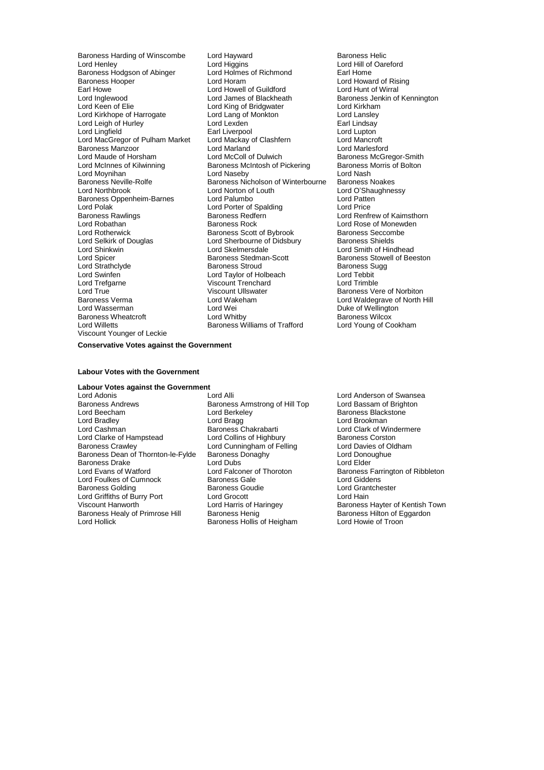Baroness Harding of Winscombe
Lord Hayward
Baroness Helic
Lord Henley
Lord Higgins
Lord Hill of Oareford
Baroness Hodgson of Abinger
Lord Holmes of Richmond
Earl Home
Baroness Hooper
Lord Horam
Lord Howard of Rising
Earl Howe
Lord Howell of Guildford
Lord Hunt of Wirral
Lord Inglewood
Lord James of Blackheath
Baroness Jenkin of Kennington
Lord Keen of Elie
Lord King of Bridgwater
Lord Kirkham
Lord Kirkhope of Harrogate
Lord Lang of Monkton
Lord Lansley
Lord Leigh of Hurley
Lord Lexden
Earl Lindsay
Lord Lingfield
Earl Liverpool
Lord Lupton
Lord MacGregor of Pulham Market
Lord Mackay of Clashfern
Lord Mancroft
Baroness Manzoor
Lord Marland
Lord Marlesford
Lord Maude of Horsham
Lord McColl of Dulwich
Baroness McGregor-Smith
Lord McInnes of Kilwinning
Baroness McIntosh of Pickering
Baroness Morris of Bolton
Lord Moynihan
Lord Naseby
Lord Nash
Baroness Neville-Rolfe
Baroness Nicholson of Winterbourne
Baroness Noakes
Lord Northbrook
Lord Norton of Louth
Lord O'Shaughnessy
Baroness Oppenheim-Barnes
Lord Palumbo
Lord Patten
Lord Polak
Lord Porter of Spalding
Lord Price
Baroness Rawlings
Baroness Redfern
Lord Renfrew of Kaimsthorn
Lord Robathan
Baroness Rock
Lord Rose of Monewden
Lord Rotherwick
Baroness Scott of Bybrook
Baroness Seccombe
Lord Selkirk of Douglas
Lord Sherbourne of Didsbury
Baroness Shields
Lord Shinkwin
Lord Skelmersdale
Lord Smith of Hindhead
Lord Spicer
Baroness Stedman-Scott
Baroness Stowell of Beeston
Lord Strathclyde
Baroness Stroud
Baroness Sugg
Lord Swinfen
Lord Taylor of Holbeach
Lord Tebbit
Lord Trefgarne
Viscount Trenchard
Lord Trimble
Lord True
Viscount Ullswater
Baroness Vere of Norbiton
Baroness Verma
Lord Wakeham
Lord Waldegrave of North Hill
Lord Wasserman
Lord Wei
Duke of Wellington
Baroness Wheatcroft
Lord Whitby
Baroness Wilcox
Lord Willetts
Baroness Williams of Trafford
Lord Young of Cookham
Viscount Younger of Leckie

**Conservative Votes against the Government**

**Labour Votes with the Government**

**Labour Votes against the Government**

Lord Adonis
Lord Alli
Lord Anderson of Swansea
Baroness Andrews
Baroness Armstrong of Hill Top
Lord Bassam of Brighton
Lord Beecham
Lord Berkeley
Baroness Blackstone
Lord Bradley
Lord Bragg
Lord Brookman
Lord Cashman
Baroness Chakrabarti
Lord Clark of Windermere
Lord Clarke of Hampstead
Lord Collins of Highbury
Baroness Corston
Baroness Crawley
Lord Cunningham of Felling
Lord Davies of Oldham
Baroness Dean of Thornton-le-Fylde
Baroness Donaghy
Lord Donoughue
Baroness Drake
Lord Dubs
Lord Elder
Lord Evans of Watford
Lord Falconer of Thoroton
Baroness Farrington of Ribbleton
Lord Foulkes of Cumnock
Baroness Gale
Lord Giddens
Baroness Golding
Baroness Goudie
Lord Grantchester
Lord Griffiths of Burry Port
Lord Grocott
Lord Hain
Viscount Hanworth
Lord Harris of Haringey
Baroness Hayter of Kentish Town
Baroness Healy of Primrose Hill
Baroness Henig
Baroness Hilton of Eggardon
Lord Hollick
Baroness Hollis of Heigham
Lord Howie of Troon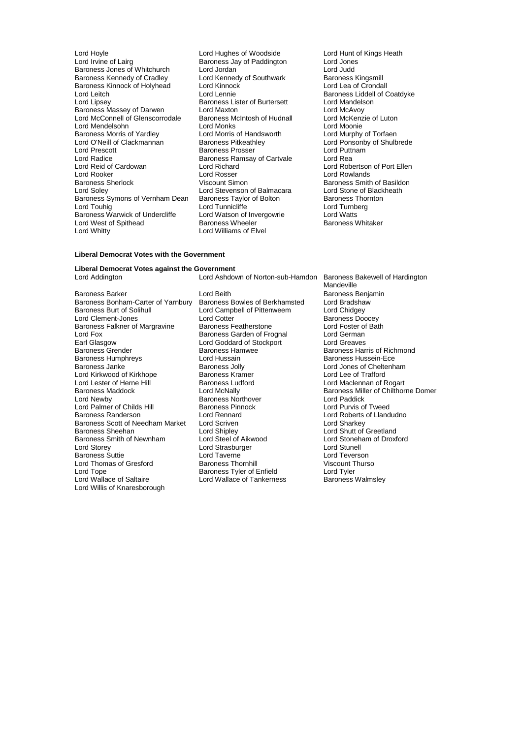Lord Hoyle
Lord Hughes of Woodside
Lord Hunt of Kings Heath
Lord Irvine of Lairg
Baroness Jay of Paddington
Lord Jones
Baroness Jones of Whitchurch
Lord Jordan
Lord Judd
Baroness Kennedy of Cradley
Lord Kennedy of Southwark
Baroness Kingsmill
Baroness Kinnock of Holyhead
Lord Kinnock
Lord Lea of Crondall
Lord Leitch
Lord Lennie
Baroness Liddell of Coatdyke
Lord Lipsey
Baroness Lister of Burtersett
Lord Mandelson
Baroness Massey of Darwen
Lord Maxton
Lord McAvoy
Lord McConnell of Glenscorrodale
Baroness McIntosh of Hudnall
Lord McKenzie of Luton
Lord Mendelsohn
Lord Monks
Lord Moonie
Baroness Morris of Yardley
Lord Morris of Handsworth
Lord Murphy of Torfaen
Lord O'Neill of Clackmannan
Baroness Pitkeathley
Lord Ponsonby of Shulbrede
Lord Prescott
Baroness Prosser
Lord Puttnam
Lord Radice
Baroness Ramsay of Cartvale
Lord Rea
Lord Reid of Cardowan
Lord Richard
Lord Robertson of Port Ellen
Lord Rooker
Lord Rosser
Lord Rowlands
Baroness Sherlock
Viscount Simon
Baroness Smith of Basildon
Lord Soley
Lord Stevenson of Balmacara
Lord Stone of Blackheath
Baroness Symons of Vernham Dean
Baroness Taylor of Bolton
Baroness Thornton
Lord Touhig
Lord Tunnicliffe
Lord Turnberg
Baroness Warwick of Undercliffe
Lord Watson of Invergowrie
Lord Watts
Lord West of Spithead
Baroness Wheeler
Baroness Whitaker
Lord Whitty
Lord Williams of Elvel

**Liberal Democrat Votes with the Government**

**Liberal Democrat Votes against the Government**

Lord Addington
Lord Ashdown of Norton-sub-Hamdon
Baroness Bakewell of Hardington Mandeville
Baroness Barker
Lord Beith
Baroness Benjamin
Baroness Bonham-Carter of Yarnbury
Baroness Bowles of Berkhamsted
Lord Bradshaw
Baroness Burt of Solihull
Lord Campbell of Pittenweem
Lord Chidgey
Lord Clement-Jones
Lord Cotter
Baroness Doocey
Baroness Falkner of Margravine
Baroness Featherstone
Lord Foster of Bath
Lord Fox
Baroness Garden of Frognal
Lord German
Earl Glasgow
Lord Goddard of Stockport
Lord Greaves
Baroness Grender
Baroness Hamwee
Baroness Harris of Richmond
Baroness Humphreys
Lord Hussain
Baroness Hussein-Ece
Baroness Janke
Baroness Jolly
Lord Jones of Cheltenham
Lord Kirkwood of Kirkhope
Baroness Kramer
Lord Lee of Trafford
Lord Lester of Herne Hill
Baroness Ludford
Lord Maclennan of Rogart
Baroness Maddock
Lord McNally
Baroness Miller of Chilthorne Domer
Lord Newby
Baroness Northover
Lord Paddick
Lord Palmer of Childs Hill
Baroness Pinnock
Lord Purvis of Tweed
Baroness Randerson
Lord Rennard
Lord Roberts of Llandudno
Baroness Scott of Needham Market
Lord Scriven
Lord Sharkey
Baroness Sheehan
Lord Shipley
Lord Shutt of Greetland
Baroness Smith of Newnham
Lord Steel of Aikwood
Lord Stoneham of Droxford
Lord Storey
Lord Strasburger
Lord Stunell
Baroness Suttie
Lord Taverne
Lord Teverson
Lord Thomas of Gresford
Baroness Thornhill
Viscount Thurso
Lord Tope
Baroness Tyler of Enfield
Lord Tyler
Lord Wallace of Saltaire
Lord Wallace of Tankerness
Baroness Walmsley
Lord Willis of Knaresborough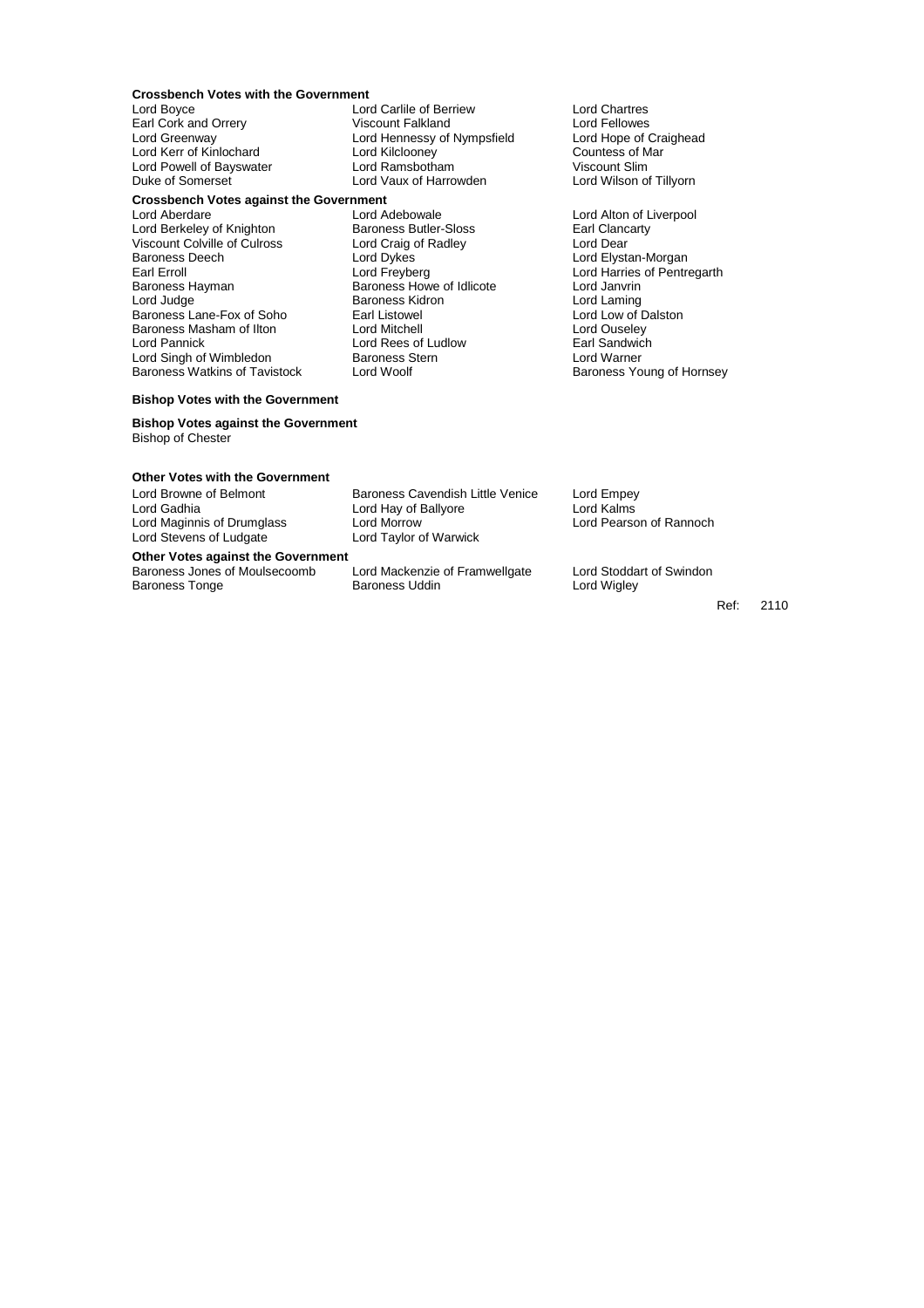**Crossbench Votes with the Government**

Lord Boyce, Lord Carlile of Berriew, Lord Chartres, Earl Cork and Orrery, Viscount Falkland, Lord Fellowes, Lord Greenway, Lord Hennessy of Nympsfield, Lord Hope of Craighead, Lord Kerr of Kinlochard, Lord Kilclooney, Countess of Mar, Lord Powell of Bayswater, Lord Ramsbotham, Viscount Slim, Duke of Somerset, Lord Vaux of Harrowden, Lord Wilson of Tillyorn

**Crossbench Votes against the Government**

Lord Aberdare, Lord Adebowale, Lord Alton of Liverpool, Lord Berkeley of Knighton, Baroness Butler-Sloss, Earl Clancarty, Viscount Colville of Culross, Lord Craig of Radley, Lord Dear, Baroness Deech, Lord Dykes, Lord Elystan-Morgan, Earl Erroll, Lord Freyberg, Lord Harries of Pentregarth, Baroness Hayman, Baroness Howe of Idlicote, Lord Janvrin, Lord Judge, Baroness Kidron, Lord Laming, Baroness Lane-Fox of Soho, Earl Listowel, Lord Low of Dalston, Baroness Masham of Ilton, Lord Mitchell, Lord Ouseley, Lord Pannick, Lord Rees of Ludlow, Earl Sandwich, Lord Singh of Wimbledon, Baroness Stern, Lord Warner, Baroness Watkins of Tavistock, Lord Woolf, Baroness Young of Hornsey

**Bishop Votes with the Government**

**Bishop Votes against the Government**

Bishop of Chester

**Other Votes with the Government**

Lord Browne of Belmont, Baroness Cavendish Little Venice, Lord Empey, Lord Gadhia, Lord Hay of Ballyore, Lord Kalms, Lord Maginnis of Drumglass, Lord Morrow, Lord Pearson of Rannoch, Lord Stevens of Ludgate, Lord Taylor of Warwick

**Other Votes against the Government**

Baroness Jones of Moulsecoomb, Lord Mackenzie of Framwellgate, Lord Stoddart of Swindon, Baroness Tonge, Baroness Uddin, Lord Wigley

Ref: 2110